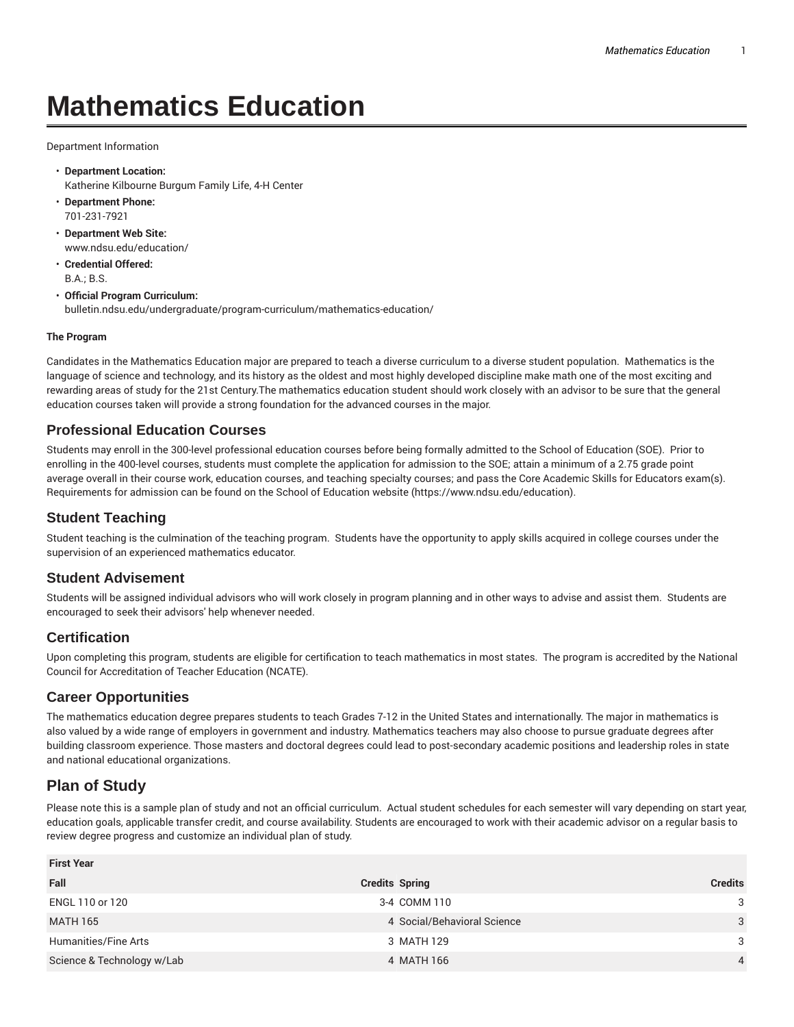# Mathematics Education

Department Information

- **Department Location:**
  Katherine Kilbourne Burgum Family Life, 4-H Center
- **Department Phone:**
  701-231-7921
- **Department Web Site:**
  www.ndsu.edu/education/
- **Credential Offered:**
  B.A.; B.S.
- **Official Program Curriculum:**
  bulletin.ndsu.edu/undergraduate/program-curriculum/mathematics-education/

**The Program**

Candidates in the Mathematics Education major are prepared to teach a diverse curriculum to a diverse student population. Mathematics is the language of science and technology, and its history as the oldest and most highly developed discipline make math one of the most exciting and rewarding areas of study for the 21st Century.The mathematics education student should work closely with an advisor to be sure that the general education courses taken will provide a strong foundation for the advanced courses in the major.

## Professional Education Courses

Students may enroll in the 300-level professional education courses before being formally admitted to the School of Education (SOE). Prior to enrolling in the 400-level courses, students must complete the application for admission to the SOE; attain a minimum of a 2.75 grade point average overall in their course work, education courses, and teaching specialty courses; and pass the Core Academic Skills for Educators exam(s). Requirements for admission can be found on the School of Education website (https://www.ndsu.edu/education).

## Student Teaching

Student teaching is the culmination of the teaching program. Students have the opportunity to apply skills acquired in college courses under the supervision of an experienced mathematics educator.

## Student Advisement

Students will be assigned individual advisors who will work closely in program planning and in other ways to advise and assist them. Students are encouraged to seek their advisors' help whenever needed.

## Certification

Upon completing this program, students are eligible for certification to teach mathematics in most states. The program is accredited by the National Council for Accreditation of Teacher Education (NCATE).

## Career Opportunities

The mathematics education degree prepares students to teach Grades 7-12 in the United States and internationally. The major in mathematics is also valued by a wide range of employers in government and industry. Mathematics teachers may also choose to pursue graduate degrees after building classroom experience. Those masters and doctoral degrees could lead to post-secondary academic positions and leadership roles in state and national educational organizations.

## Plan of Study

Please note this is a sample plan of study and not an official curriculum. Actual student schedules for each semester will vary depending on start year, education goals, applicable transfer credit, and course availability. Students are encouraged to work with their academic advisor on a regular basis to review degree progress and customize an individual plan of study.

| First Year | | | |
|---|---|---|---|
| **Fall** | **Credits** | **Spring** | **Credits** |
| ENGL 110 or 120 | 3-4 | COMM 110 | 3 |
| MATH 165 | 4 | Social/Behavioral Science | 3 |
| Humanities/Fine Arts | 3 | MATH 129 | 3 |
| Science & Technology w/Lab | 4 | MATH 166 | 4 |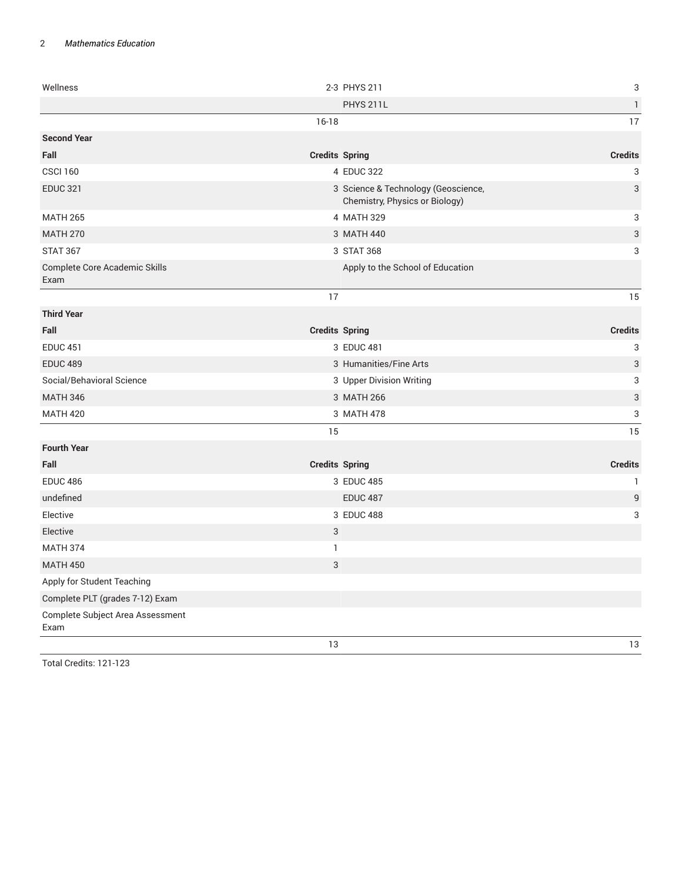| | | | |
|---|---|---|---|
| Wellness | 2-3 | PHYS 211 | 3 |
| | | PHYS 211L | 1 |
| | 16-18 | | 17 |
| **Second Year** | | | |
| **Fall** | **Credits** | **Spring** | **Credits** |
| CSCI 160 | 4 | EDUC 322 | 3 |
| EDUC 321 | 3 | Science & Technology (Geoscience, Chemistry, Physics or Biology) | 3 |
| MATH 265 | 4 | MATH 329 | 3 |
| MATH 270 | 3 | MATH 440 | 3 |
| STAT 367 | 3 | STAT 368 | 3 |
| Complete Core Academic Skills Exam | | Apply to the School of Education | |
| | 17 | | 15 |
| **Third Year** | | | |
| **Fall** | **Credits** | **Spring** | **Credits** |
| EDUC 451 | 3 | EDUC 481 | 3 |
| EDUC 489 | 3 | Humanities/Fine Arts | 3 |
| Social/Behavioral Science | 3 | Upper Division Writing | 3 |
| MATH 346 | 3 | MATH 266 | 3 |
| MATH 420 | 3 | MATH 478 | 3 |
| | 15 | | 15 |
| **Fourth Year** | | | |
| **Fall** | **Credits** | **Spring** | **Credits** |
| EDUC 486 | 3 | EDUC 485 | 1 |
| undefined | | EDUC 487 | 9 |
| Elective | 3 | EDUC 488 | 3 |
| Elective | 3 | | |
| MATH 374 | 1 | | |
| MATH 450 | 3 | | |
| Apply for Student Teaching | | | |
| Complete PLT (grades 7-12) Exam | | | |
| Complete Subject Area Assessment Exam | | | |
| | 13 | | 13 |

Total Credits: 121-123